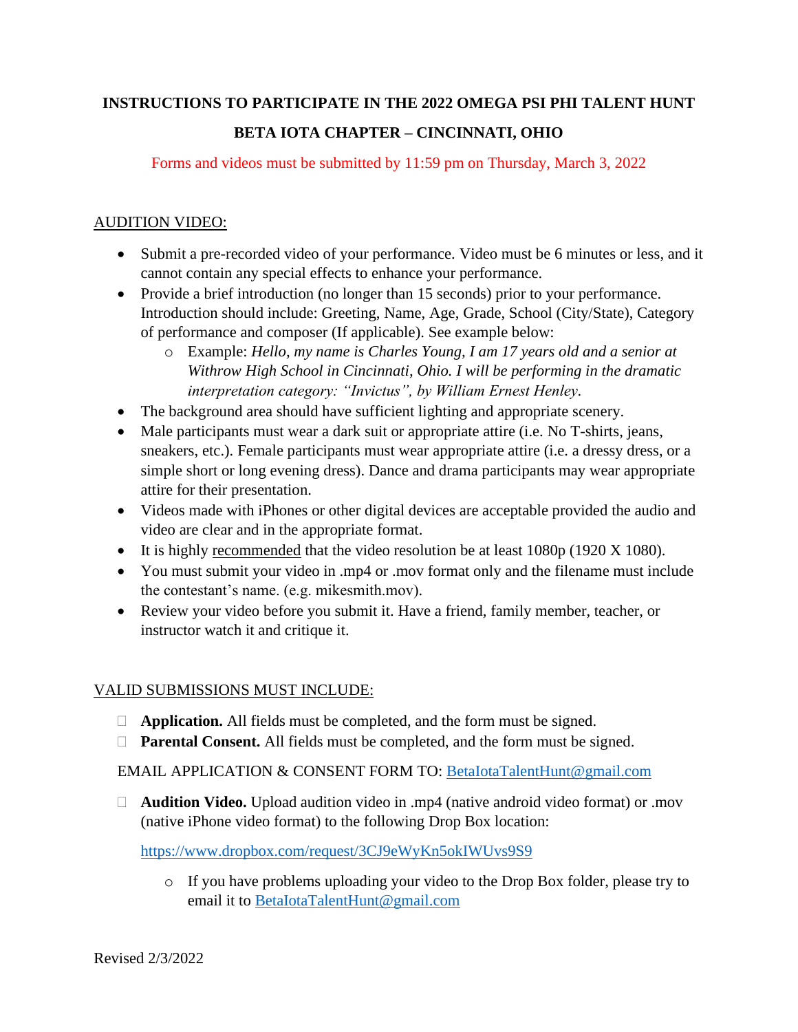# INSTRUCTIONS TO PARTICIPATE IN THE 2022 OMEGA PSI PHI TALENT HUNT

## BETA IOTA CHAPTER – CINCINNATI, OHIO

Forms and videos must be submitted by 11:59 pm on Thursday, March 3, 2022

AUDITION VIDEO:

- Submit a pre-recorded video of your performance. Video must be 6 minutes or less, and it cannot contain any special effects to enhance your performance.
- Provide a brief introduction (no longer than 15 seconds) prior to your performance. Introduction should include: Greeting, Name, Age, Grade, School (City/State), Category of performance and composer (If applicable). See example below:
  - Example: *Hello, my name is Charles Young, I am 17 years old and a senior at Withrow High School in Cincinnati, Ohio. I will be performing in the dramatic interpretation category: "Invictus", by William Ernest Henley.*
- The background area should have sufficient lighting and appropriate scenery.
- Male participants must wear a dark suit or appropriate attire (i.e. No T-shirts, jeans, sneakers, etc.). Female participants must wear appropriate attire (i.e. a dressy dress, or a simple short or long evening dress). Dance and drama participants may wear appropriate attire for their presentation.
- Videos made with iPhones or other digital devices are acceptable provided the audio and video are clear and in the appropriate format.
- It is highly recommended that the video resolution be at least 1080p (1920 X 1080).
- You must submit your video in .mp4 or .mov format only and the filename must include the contestant's name. (e.g. mikesmith.mov).
- Review your video before you submit it. Have a friend, family member, teacher, or instructor watch it and critique it.

VALID SUBMISSIONS MUST INCLUDE:

- ☐ **Application.** All fields must be completed, and the form must be signed.
- ☐ **Parental Consent.** All fields must be completed, and the form must be signed.

EMAIL APPLICATION & CONSENT FORM TO: BetaIotaTalentHunt@gmail.com

- ☐ **Audition Video.** Upload audition video in .mp4 (native android video format) or .mov (native iPhone video format) to the following Drop Box location:

  https://www.dropbox.com/request/3CJ9eWyKn5okIWUvs9S9

  - If you have problems uploading your video to the Drop Box folder, please try to email it to BetaIotaTalentHunt@gmail.com

Revised 2/3/2022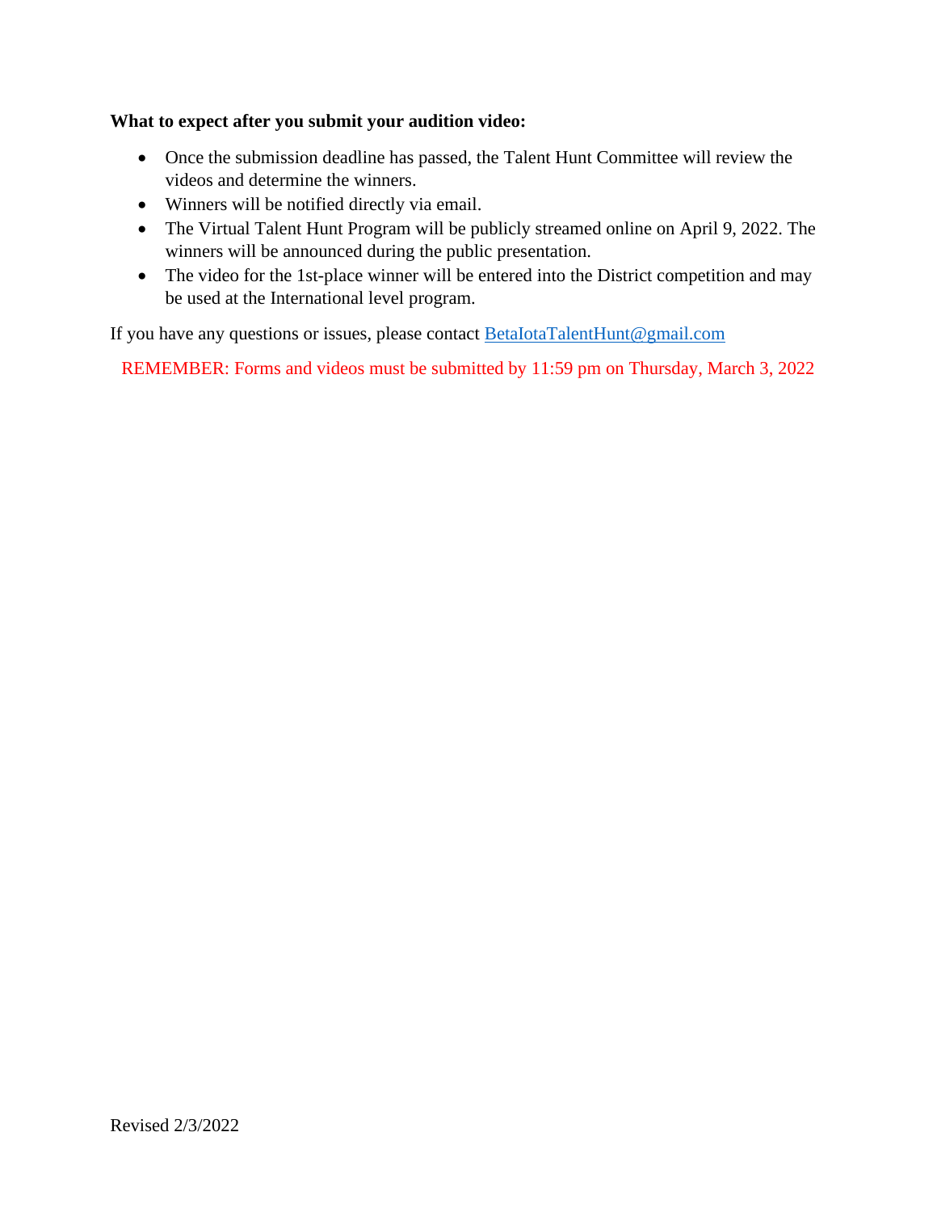**What to expect after you submit your audition video:**

- Once the submission deadline has passed, the Talent Hunt Committee will review the videos and determine the winners.
- Winners will be notified directly via email.
- The Virtual Talent Hunt Program will be publicly streamed online on April 9, 2022. The winners will be announced during the public presentation.
- The video for the 1st-place winner will be entered into the District competition and may be used at the International level program.

If you have any questions or issues, please contact BetaIotaTalentHunt@gmail.com

REMEMBER: Forms and videos must be submitted by 11:59 pm on Thursday, March 3, 2022

Revised 2/3/2022